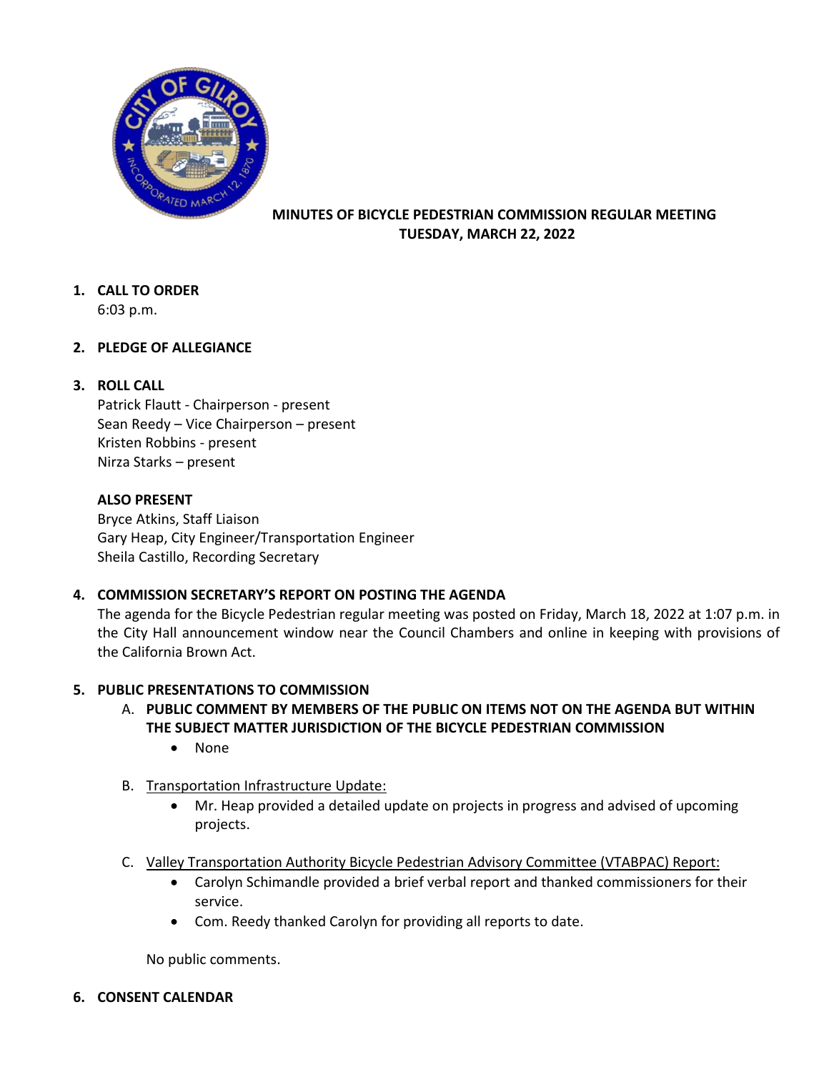**MINUTES OF BICYCLE PEDESTRIAN COMMISSION REGULAR MEETING**
**TUESDAY, MARCH 22, 2022**

1. **CALL TO ORDER**
   6:03 p.m.

2. **PLEDGE OF ALLEGIANCE**

3. **ROLL CALL**
   Patrick Flautt - Chairperson - present
   Sean Reedy – Vice Chairperson – present
   Kristen Robbins - present
   Nirza Starks – present

   **ALSO PRESENT**
   Bryce Atkins, Staff Liaison
   Gary Heap, City Engineer/Transportation Engineer
   Sheila Castillo, Recording Secretary

4. **COMMISSION SECRETARY'S REPORT ON POSTING THE AGENDA**
   The agenda for the Bicycle Pedestrian regular meeting was posted on Friday, March 18, 2022 at 1:07 p.m. in the City Hall announcement window near the Council Chambers and online in keeping with provisions of the California Brown Act.

5. **PUBLIC PRESENTATIONS TO COMMISSION**
   A. **PUBLIC COMMENT BY MEMBERS OF THE PUBLIC ON ITEMS NOT ON THE AGENDA BUT WITHIN THE SUBJECT MATTER JURISDICTION OF THE BICYCLE PEDESTRIAN COMMISSION**
      - None

   B. Transportation Infrastructure Update:
      - Mr. Heap provided a detailed update on projects in progress and advised of upcoming projects.

   C. Valley Transportation Authority Bicycle Pedestrian Advisory Committee (VTABPAC) Report:
      - Carolyn Schimandle provided a brief verbal report and thanked commissioners for their service.
      - Com. Reedy thanked Carolyn for providing all reports to date.

   No public comments.

6. **CONSENT CALENDAR**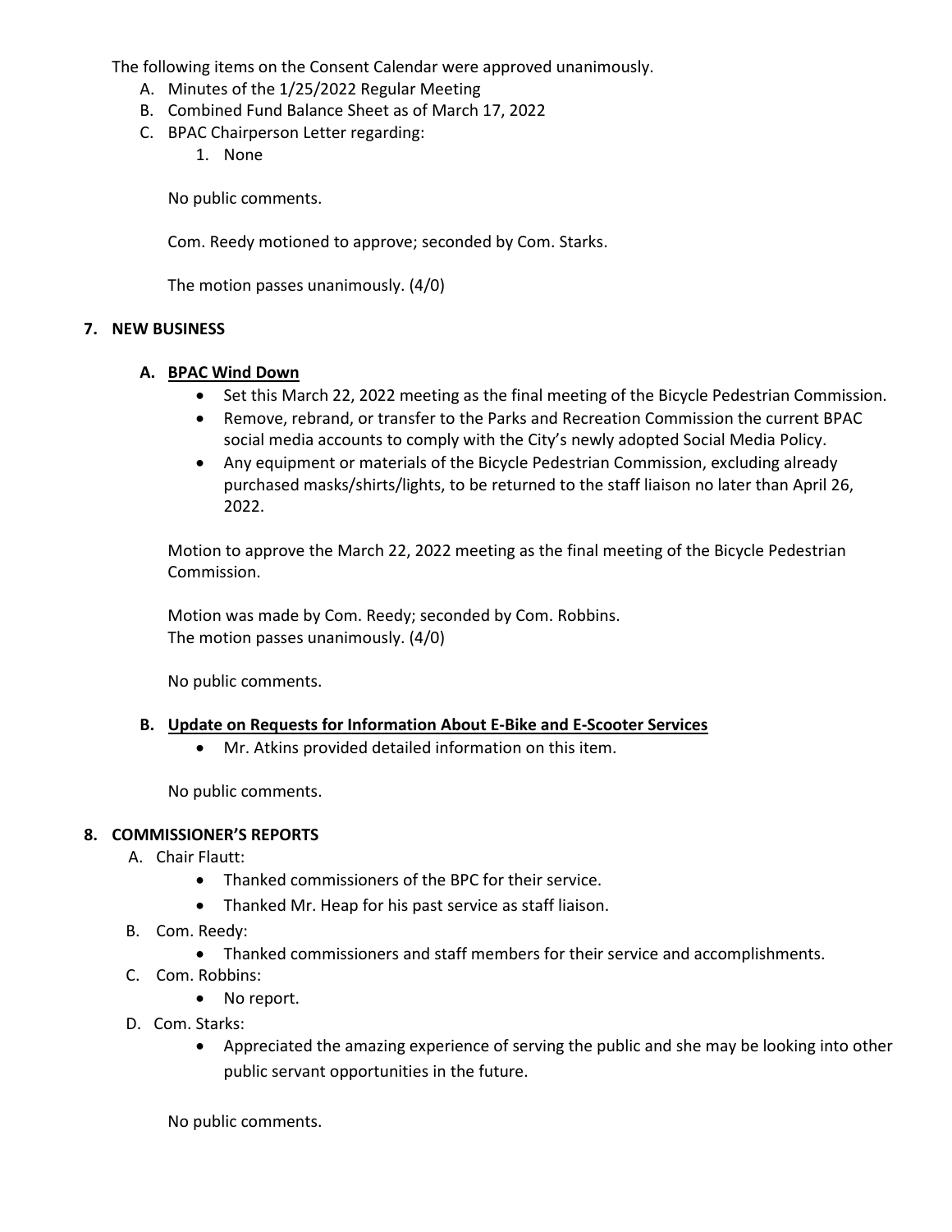The following items on the Consent Calendar were approved unanimously.

A. Minutes of the 1/25/2022 Regular Meeting
B. Combined Fund Balance Sheet as of March 17, 2022
C. BPAC Chairperson Letter regarding:
   1. None

No public comments.

Com. Reedy motioned to approve; seconded by Com. Starks.

The motion passes unanimously. (4/0)

## 7. NEW BUSINESS

### A. BPAC Wind Down

- Set this March 22, 2022 meeting as the final meeting of the Bicycle Pedestrian Commission.
- Remove, rebrand, or transfer to the Parks and Recreation Commission the current BPAC social media accounts to comply with the City's newly adopted Social Media Policy.
- Any equipment or materials of the Bicycle Pedestrian Commission, excluding already purchased masks/shirts/lights, to be returned to the staff liaison no later than April 26, 2022.

Motion to approve the March 22, 2022 meeting as the final meeting of the Bicycle Pedestrian Commission.

Motion was made by Com. Reedy; seconded by Com. Robbins.
The motion passes unanimously. (4/0)

No public comments.

### B. Update on Requests for Information About E-Bike and E-Scooter Services

- Mr. Atkins provided detailed information on this item.

No public comments.

## 8. COMMISSIONER'S REPORTS

A. Chair Flautt:
   - Thanked commissioners of the BPC for their service.
   - Thanked Mr. Heap for his past service as staff liaison.

B. Com. Reedy:
   - Thanked commissioners and staff members for their service and accomplishments.

C. Com. Robbins:
   - No report.

D. Com. Starks:
   - Appreciated the amazing experience of serving the public and she may be looking into other public servant opportunities in the future.

No public comments.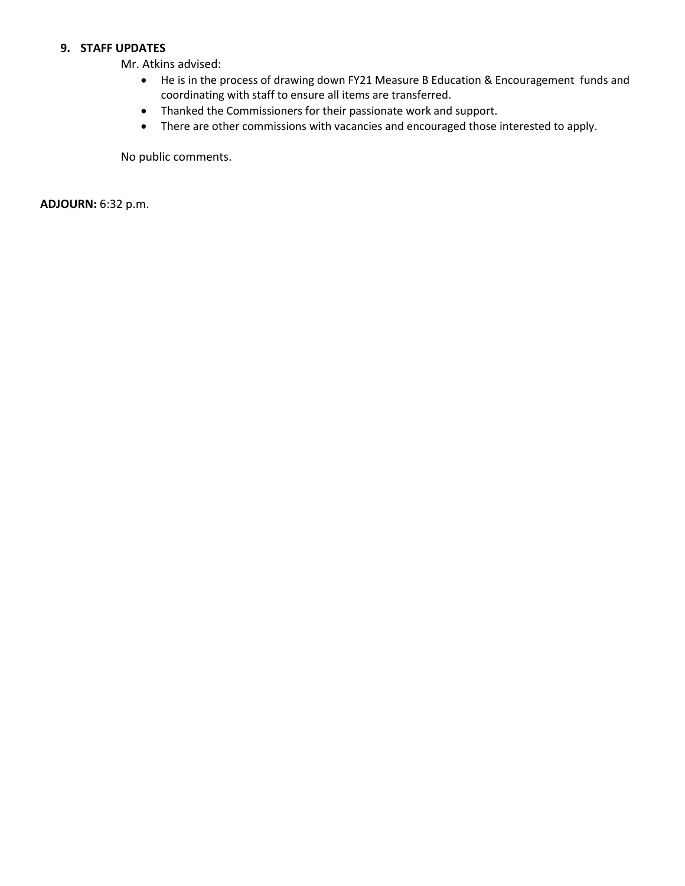## 9. STAFF UPDATES

Mr. Atkins advised:

- He is in the process of drawing down FY21 Measure B Education & Encouragement funds and coordinating with staff to ensure all items are transferred.
- Thanked the Commissioners for their passionate work and support.
- There are other commissions with vacancies and encouraged those interested to apply.

No public comments.

**ADJOURN:** 6:32 p.m.